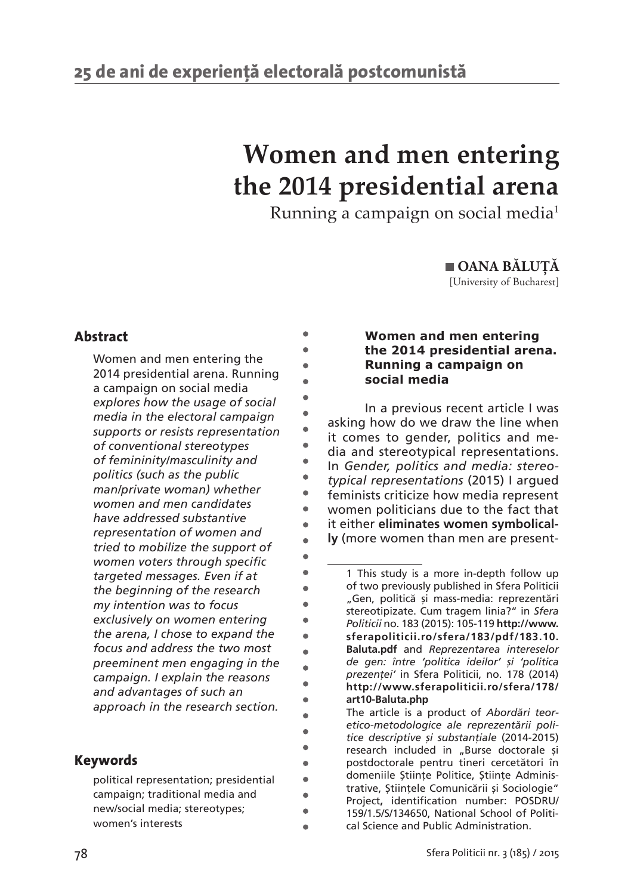# Women and men entering the 2014 presidential arena

Running a campaign on social media[1]

**OANA BĂLUȚĂ**
[University of Bucharest]

## Abstract

Women and men entering the 2014 presidential arena. Running a campaign on social media *explores how the usage of social media in the electoral campaign supports or resists representation of conventional stereotypes of femininity/masculinity and politics (such as the public man/private woman) whether women and men candidates have addressed substantive representation of women and tried to mobilize the support of women voters through specific targeted messages. Even if at the beginning of the research my intention was to focus exclusively on women entering the arena, I chose to expand the focus and address the two most preeminent men engaging in the campaign. I explain the reasons and advantages of such an approach in the research section.*

## Keywords

political representation; presidential campaign; traditional media and new/social media; stereotypes; women's interests

### Women and men entering the 2014 presidential arena. Running a campaign on social media

In a previous recent article I was asking how do we draw the line when it comes to gender, politics and media and stereotypical representations. In *Gender, politics and media: stereotypical representations* (2015) I argued feminists criticize how media represent women politicians due to the fact that it either **eliminates women symbolically** (more women than men are present-

---

1 This study is a more in-depth follow up of two previously published in Sfera Politicii „Gen, politică și mass-media: reprezentări stereotipizate. Cum tragem linia?" in *Sfera Politicii* no. 183 (2015): 105-119 **http://www.sferapoliticii.ro/sfera/183/pdf/183.10.Baluta.pdf** and *Reprezentarea intereselor de gen: între 'politica ideilor' și 'politica prezenței'* in Sfera Politicii, no. 178 (2014) **http://www.sferapoliticii.ro/sfera/178/art10-Baluta.php**

The article is a product of *Abordări teoretico-metodologice ale reprezentării politice descriptive și substanțiale* (2014-2015) research included in „Burse doctorale și postdoctorale pentru tineri cercetători în domeniile Științe Politice, Științe Administrative, Științele Comunicării și Sociologie" Project**,** identification number: POSDRU/159/1.5/S/134650, National School of Political Science and Public Administration.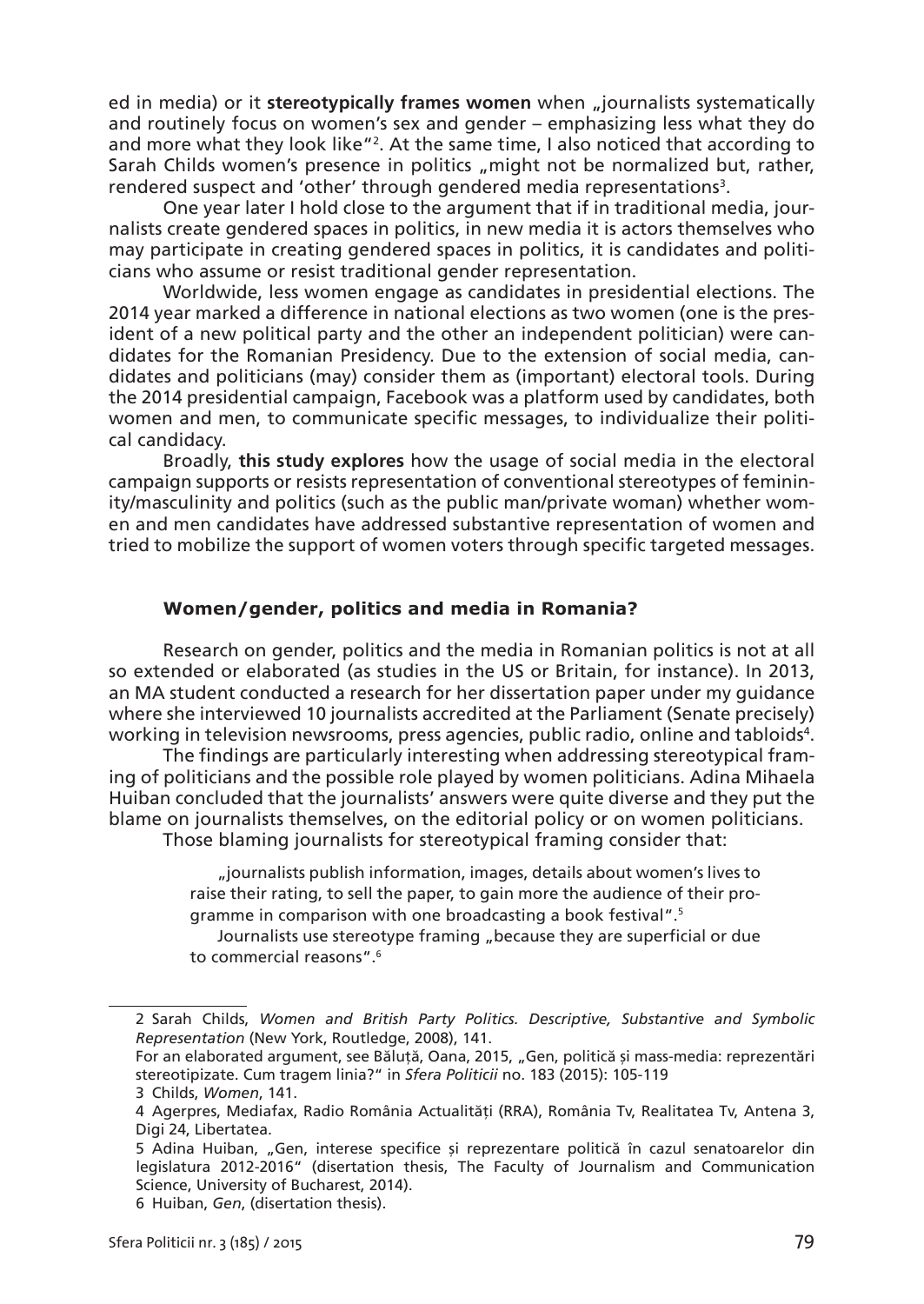ed in media) or it **stereotypically frames women** when „journalists systematically and routinely focus on women's sex and gender – emphasizing less what they do and more what they look like"[2]. At the same time, I also noticed that according to Sarah Childs women's presence in politics „might not be normalized but, rather, rendered suspect and 'other' through gendered media representations[3].

One year later I hold close to the argument that if in traditional media, journalists create gendered spaces in politics, in new media it is actors themselves who may participate in creating gendered spaces in politics, it is candidates and politicians who assume or resist traditional gender representation.

Worldwide, less women engage as candidates in presidential elections. The 2014 year marked a difference in national elections as two women (one is the president of a new political party and the other an independent politician) were candidates for the Romanian Presidency. Due to the extension of social media, candidates and politicians (may) consider them as (important) electoral tools. During the 2014 presidential campaign, Facebook was a platform used by candidates, both women and men, to communicate specific messages, to individualize their political candidacy.

Broadly, **this study explores** how the usage of social media in the electoral campaign supports or resists representation of conventional stereotypes of femininity/masculinity and politics (such as the public man/private woman) whether women and men candidates have addressed substantive representation of women and tried to mobilize the support of women voters through specific targeted messages.

### Women/gender, politics and media in Romania?

Research on gender, politics and the media in Romanian politics is not at all so extended or elaborated (as studies in the US or Britain, for instance). In 2013, an MA student conducted a research for her dissertation paper under my guidance where she interviewed 10 journalists accredited at the Parliament (Senate precisely) working in television newsrooms, press agencies, public radio, online and tabloids[4].

The findings are particularly interesting when addressing stereotypical framing of politicians and the possible role played by women politicians. Adina Mihaela Huiban concluded that the journalists' answers were quite diverse and they put the blame on journalists themselves, on the editorial policy or on women politicians.

Those blaming journalists for stereotypical framing consider that:

> „journalists publish information, images, details about women's lives to raise their rating, to sell the paper, to gain more the audience of their programme in comparison with one broadcasting a book festival".[5]
>
> Journalists use stereotype framing „because they are superficial or due to commercial reasons".[6]

---

2 Sarah Childs, *Women and British Party Politics. Descriptive, Substantive and Symbolic Representation* (New York, Routledge, 2008), 141.

For an elaborated argument, see Băluță, Oana, 2015, „Gen, politică și mass-media: reprezentări stereotipizate. Cum tragem linia?" in *Sfera Politicii* no. 183 (2015): 105-119

3 Childs, *Women*, 141.

4 Agerpres, Mediafax, Radio România Actualități (RRA), România Tv, Realitatea Tv, Antena 3, Digi 24, Libertatea.

5 Adina Huiban, „Gen, interese specifice și reprezentare politică în cazul senatoarelor din legislatura 2012-2016" (disertation thesis, The Faculty of Journalism and Communication Science, University of Bucharest, 2014).

6 Huiban, *Gen*, (disertation thesis).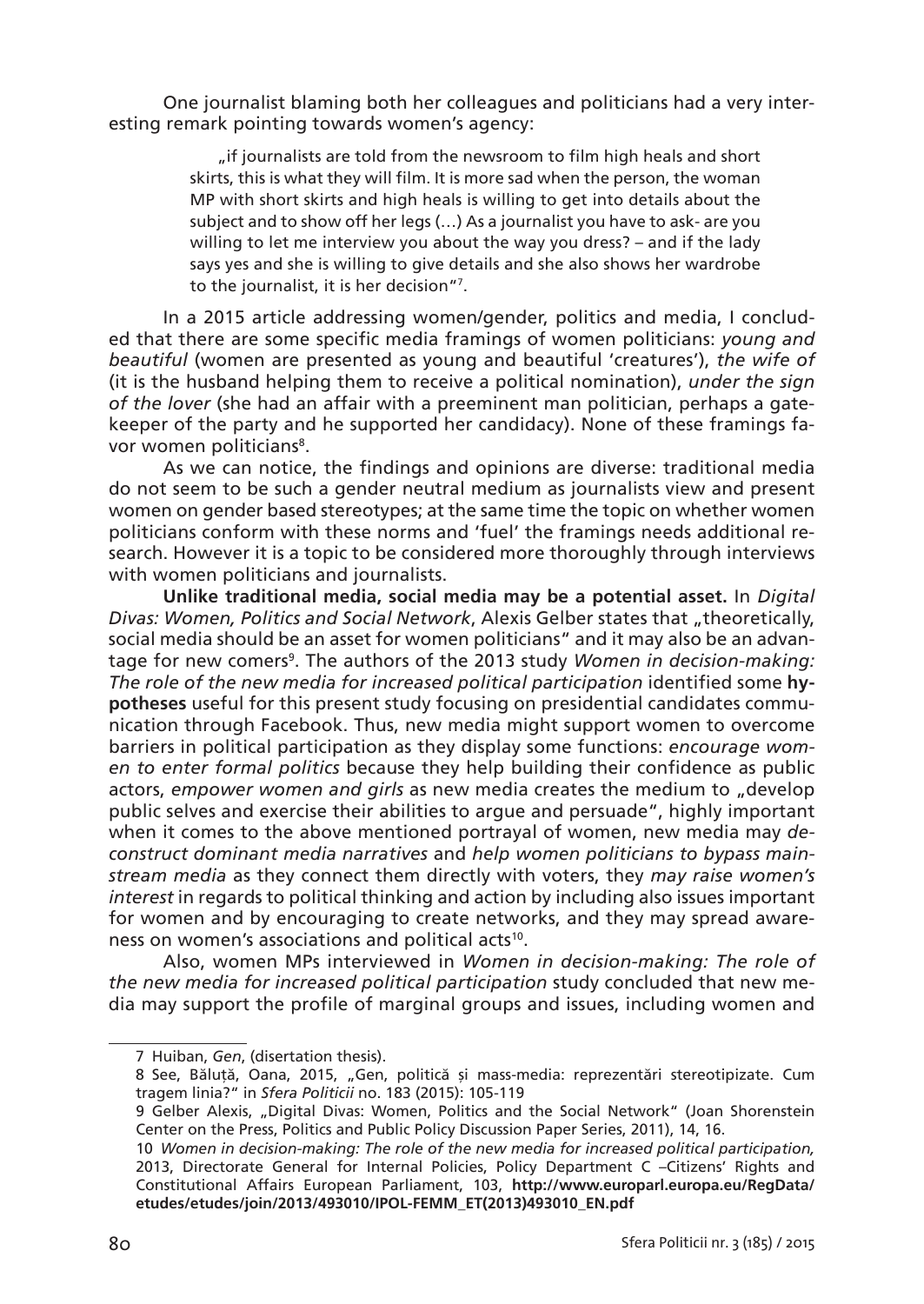One journalist blaming both her colleagues and politicians had a very interesting remark pointing towards women's agency:

> „if journalists are told from the newsroom to film high heals and short skirts, this is what they will film. It is more sad when the person, the woman MP with short skirts and high heals is willing to get into details about the subject and to show off her legs (…) As a journalist you have to ask- are you willing to let me interview you about the way you dress? – and if the lady says yes and she is willing to give details and she also shows her wardrobe to the journalist, it is her decision"[7].

In a 2015 article addressing women/gender, politics and media, I concluded that there are some specific media framings of women politicians: *young and beautiful* (women are presented as young and beautiful 'creatures'), *the wife of* (it is the husband helping them to receive a political nomination), *under the sign of the lover* (she had an affair with a preeminent man politician, perhaps a gatekeeper of the party and he supported her candidacy). None of these framings favor women politicians[8].

As we can notice, the findings and opinions are diverse: traditional media do not seem to be such a gender neutral medium as journalists view and present women on gender based stereotypes; at the same time the topic on whether women politicians conform with these norms and 'fuel' the framings needs additional research. However it is a topic to be considered more thoroughly through interviews with women politicians and journalists.

**Unlike traditional media, social media may be a potential asset.** In *Digital Divas: Women, Politics and Social Network*, Alexis Gelber states that „theoretically, social media should be an asset for women politicians" and it may also be an advantage for new comers[9]. The authors of the 2013 study *Women in decision-making: The role of the new media for increased political participation* identified some **hypotheses** useful for this present study focusing on presidential candidates communication through Facebook. Thus, new media might support women to overcome barriers in political participation as they display some functions: *encourage women to enter formal politics* because they help building their confidence as public actors, *empower women and girls* as new media creates the medium to „develop public selves and exercise their abilities to argue and persuade", highly important when it comes to the above mentioned portrayal of women, new media may *deconstruct dominant media narratives* and *help women politicians to bypass mainstream media* as they connect them directly with voters, they *may raise women's interest* in regards to political thinking and action by including also issues important for women and by encouraging to create networks, and they may spread awareness on women's associations and political acts[10].

Also, women MPs interviewed in *Women in decision-making: The role of the new media for increased political participation* study concluded that new media may support the profile of marginal groups and issues, including women and

---

7 Huiban, *Gen*, (disertation thesis).

8 See, Băluță, Oana, 2015, „Gen, politică și mass-media: reprezentări stereotipizate. Cum tragem linia?" in *Sfera Politicii* no. 183 (2015): 105-119

9 Gelber Alexis, „Digital Divas: Women, Politics and the Social Network" (Joan Shorenstein Center on the Press, Politics and Public Policy Discussion Paper Series, 2011), 14, 16.

10 *Women in decision-making: The role of the new media for increased political participation,* 2013, Directorate General for Internal Policies, Policy Department C –Citizens' Rights and Constitutional Affairs European Parliament, 103, **http://www.europarl.europa.eu/RegData/etudes/etudes/join/2013/493010/IPOL-FEMM_ET(2013)493010_EN.pdf**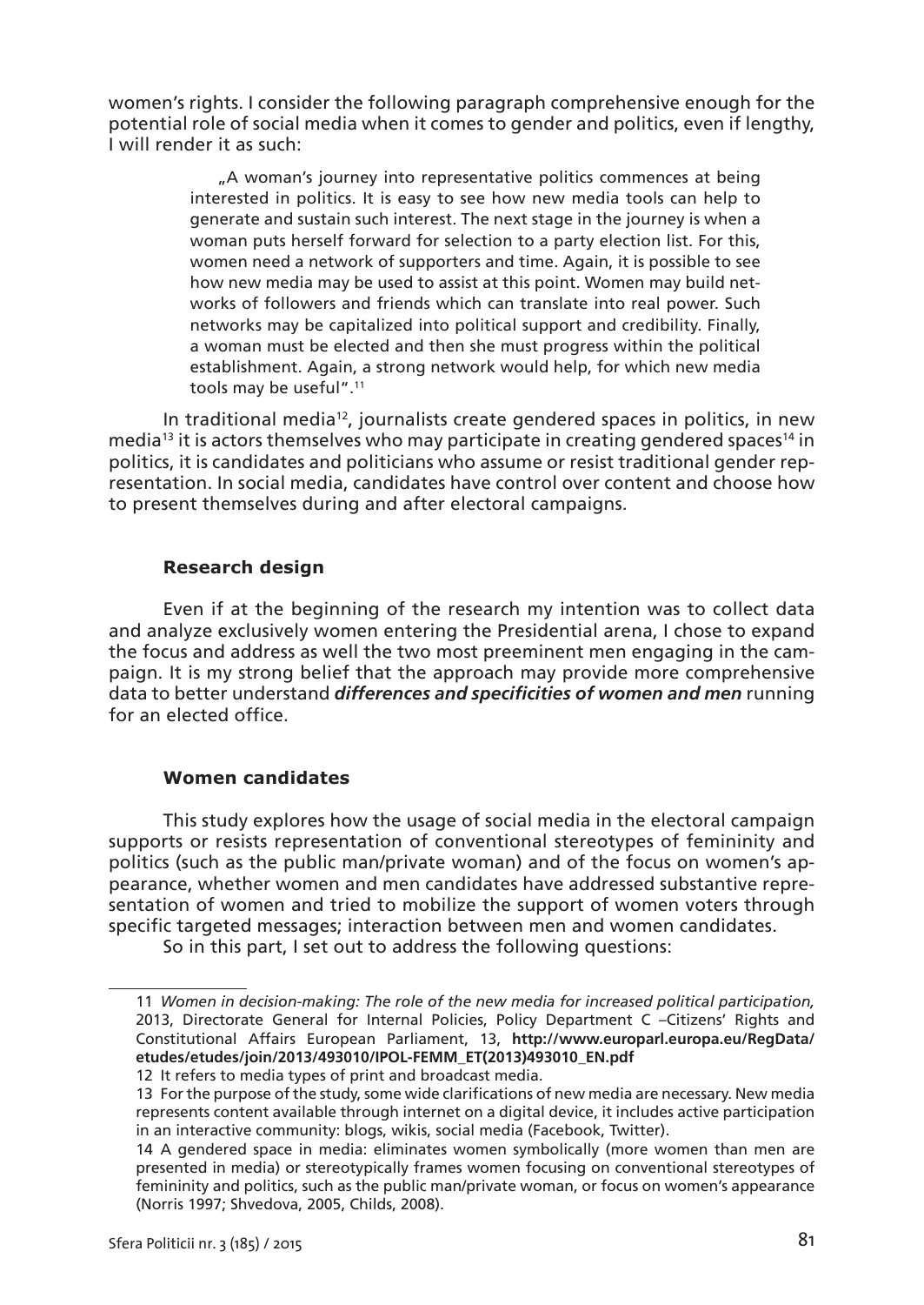women's rights. I consider the following paragraph comprehensive enough for the potential role of social media when it comes to gender and politics, even if lengthy, I will render it as such:

> „A woman's journey into representative politics commences at being interested in politics. It is easy to see how new media tools can help to generate and sustain such interest. The next stage in the journey is when a woman puts herself forward for selection to a party election list. For this, women need a network of supporters and time. Again, it is possible to see how new media may be used to assist at this point. Women may build networks of followers and friends which can translate into real power. Such networks may be capitalized into political support and credibility. Finally, a woman must be elected and then she must progress within the political establishment. Again, a strong network would help, for which new media tools may be useful".[11]

In traditional media[12], journalists create gendered spaces in politics, in new media[13] it is actors themselves who may participate in creating gendered spaces[14] in politics, it is candidates and politicians who assume or resist traditional gender representation. In social media, candidates have control over content and choose how to present themselves during and after electoral campaigns.

### Research design

Even if at the beginning of the research my intention was to collect data and analyze exclusively women entering the Presidential arena, I chose to expand the focus and address as well the two most preeminent men engaging in the campaign. It is my strong belief that the approach may provide more comprehensive data to better understand ***differences and specificities of women and men*** running for an elected office.

### Women candidates

This study explores how the usage of social media in the electoral campaign supports or resists representation of conventional stereotypes of femininity and politics (such as the public man/private woman) and of the focus on women's appearance, whether women and men candidates have addressed substantive representation of women and tried to mobilize the support of women voters through specific targeted messages; interaction between men and women candidates.

So in this part, I set out to address the following questions:

---

11 *Women in decision-making: The role of the new media for increased political participation,* 2013, Directorate General for Internal Policies, Policy Department C –Citizens' Rights and Constitutional Affairs European Parliament, 13, **http://www.europarl.europa.eu/RegData/etudes/etudes/join/2013/493010/IPOL-FEMM_ET(2013)493010_EN.pdf**

12 It refers to media types of print and broadcast media.

13 For the purpose of the study, some wide clarifications of new media are necessary. New media represents content available through internet on a digital device, it includes active participation in an interactive community: blogs, wikis, social media (Facebook, Twitter).

14 A gendered space in media: eliminates women symbolically (more women than men are presented in media) or stereotypically frames women focusing on conventional stereotypes of femininity and politics, such as the public man/private woman, or focus on women's appearance (Norris 1997; Shvedova, 2005, Childs, 2008).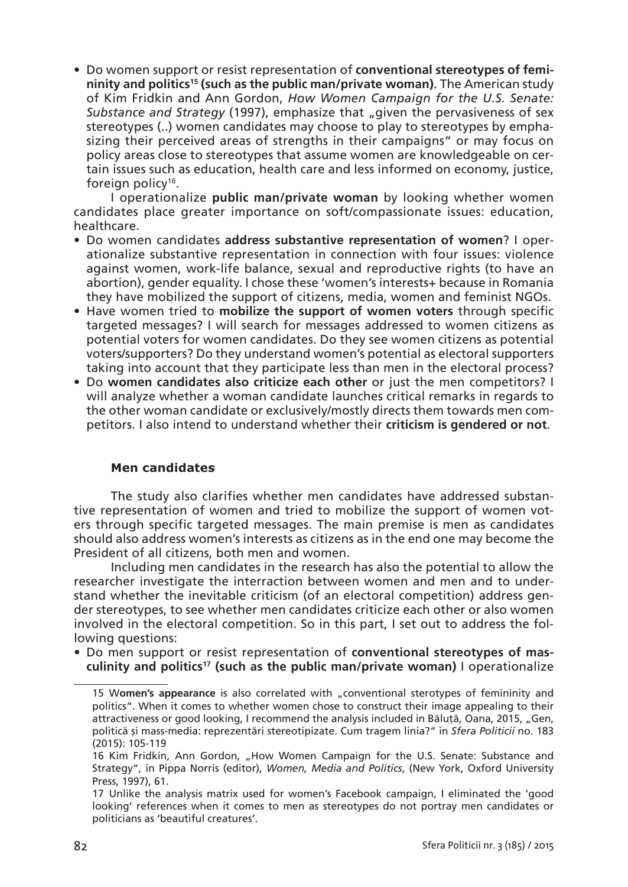- Do women support or resist representation of **conventional stereotypes of femininity and politics[15] (such as the public man/private woman)**. The American study of Kim Fridkin and Ann Gordon, *How Women Campaign for the U.S. Senate: Substance and Strategy* (1997), emphasize that „given the pervasiveness of sex stereotypes (..) women candidates may choose to play to stereotypes by emphasizing their perceived areas of strengths in their campaigns" or may focus on policy areas close to stereotypes that assume women are knowledgeable on certain issues such as education, health care and less informed on economy, justice, foreign policy[16].

  I operationalize **public man/private woman** by looking whether women candidates place greater importance on soft/compassionate issues: education, healthcare.
- Do women candidates **address substantive representation of women**? I operationalize substantive representation in connection with four issues: violence against women, work-life balance, sexual and reproductive rights (to have an abortion), gender equality. I chose these 'women's interests+ because in Romania they have mobilized the support of citizens, media, women and feminist NGOs.
- Have women tried to **mobilize the support of women voters** through specific targeted messages? I will search for messages addressed to women citizens as potential voters for women candidates. Do they see women citizens as potential voters/supporters? Do they understand women's potential as electoral supporters taking into account that they participate less than men in the electoral process?
- Do **women candidates also criticize each other** or just the men competitors? I will analyze whether a woman candidate launches critical remarks in regards to the other woman candidate or exclusively/mostly directs them towards men competitors. I also intend to understand whether their **criticism is gendered or not**.

### Men candidates

The study also clarifies whether men candidates have addressed substantive representation of women and tried to mobilize the support of women voters through specific targeted messages. The main premise is men as candidates should also address women's interests as citizens as in the end one may become the President of all citizens, both men and women.

Including men candidates in the research has also the potential to allow the researcher investigate the interraction between women and men and to understand whether the inevitable criticism (of an electoral competition) address gender stereotypes, to see whether men candidates criticize each other or also women involved in the electoral competition. So in this part, I set out to address the following questions:

- Do men support or resist representation of **conventional stereotypes of masculinity and politics[17] (such as the public man/private woman)** I operationalize

---

15 **Women's appearance** is also correlated with „conventional sterotypes of femininity and politics". When it comes to whether women chose to construct their image appealing to their attractiveness or good looking, I recommend the analysis included in Băluță, Oana, 2015, „Gen, politică și mass-media: reprezentări stereotipizate. Cum tragem linia?" in *Sfera Politicii* no. 183 (2015): 105-119

16 Kim Fridkin, Ann Gordon, „How Women Campaign for the U.S. Senate: Substance and Strategy", in Pippa Norris (editor), *Women, Media and Politics*, (New York, Oxford University Press, 1997), 61.

17 Unlike the analysis matrix used for women's Facebook campaign, I eliminated the 'good looking' references when it comes to men as stereotypes do not portray men candidates or politicians as 'beautiful creatures'.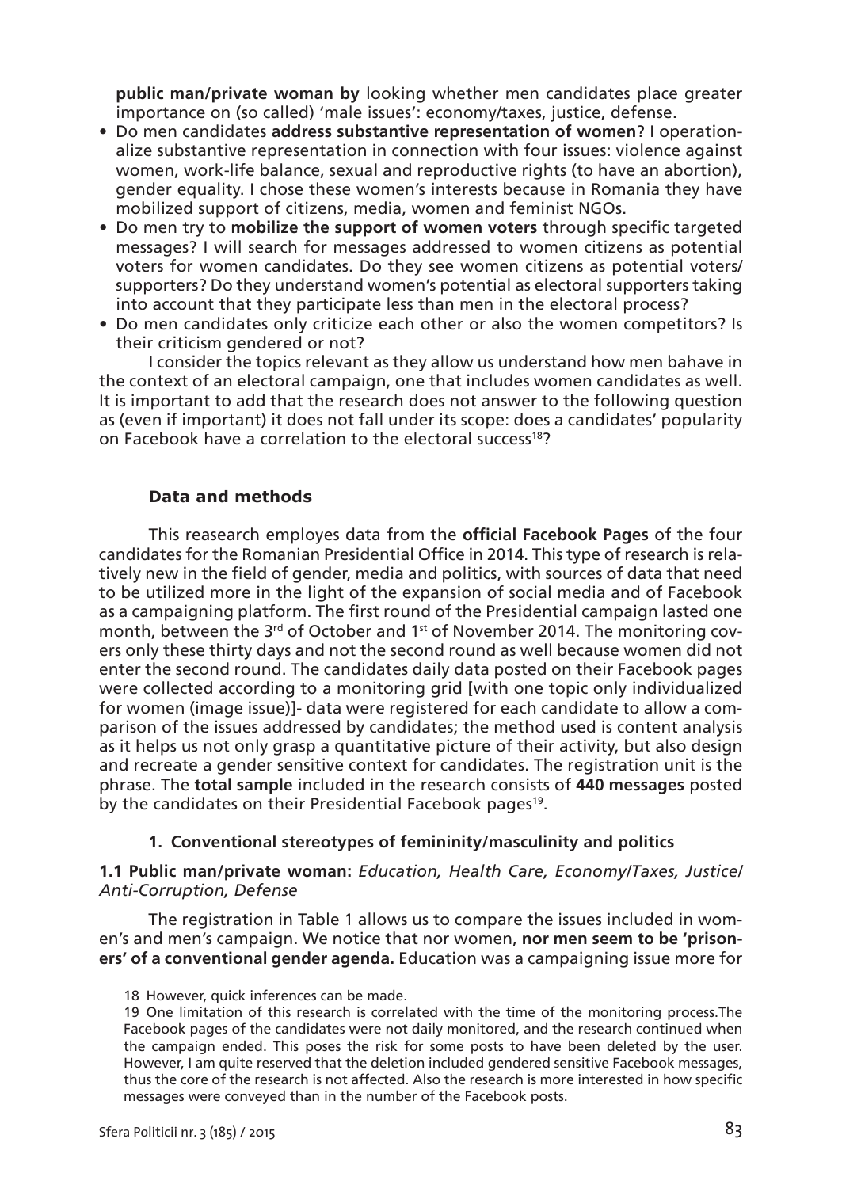**public man/private woman by** looking whether men candidates place greater importance on (so called) 'male issues': economy/taxes, justice, defense.

- Do men candidates **address substantive representation of women**? I operationalize substantive representation in connection with four issues: violence against women, work-life balance, sexual and reproductive rights (to have an abortion), gender equality. I chose these women's interests because in Romania they have mobilized support of citizens, media, women and feminist NGOs.
- Do men try to **mobilize the support of women voters** through specific targeted messages? I will search for messages addressed to women citizens as potential voters for women candidates. Do they see women citizens as potential voters/supporters? Do they understand women's potential as electoral supporters taking into account that they participate less than men in the electoral process?
- Do men candidates only criticize each other or also the women competitors? Is their criticism gendered or not?

I consider the topics relevant as they allow us understand how men bahave in the context of an electoral campaign, one that includes women candidates as well. It is important to add that the research does not answer to the following question as (even if important) it does not fall under its scope: does a candidates' popularity on Facebook have a correlation to the electoral success[18]?

### Data and methods

This reasearch employes data from the **official Facebook Pages** of the four candidates for the Romanian Presidential Office in 2014. This type of research is relatively new in the field of gender, media and politics, with sources of data that need to be utilized more in the light of the expansion of social media and of Facebook as a campaigning platform. The first round of the Presidential campaign lasted one month, between the 3rd of October and 1st of November 2014. The monitoring covers only these thirty days and not the second round as well because women did not enter the second round. The candidates daily data posted on their Facebook pages were collected according to a monitoring grid [with one topic only individualized for women (image issue)]- data were registered for each candidate to allow a comparison of the issues addressed by candidates; the method used is content analysis as it helps us not only grasp a quantitative picture of their activity, but also design and recreate a gender sensitive context for candidates. The registration unit is the phrase. The **total sample** included in the research consists of **440 messages** posted by the candidates on their Presidential Facebook pages[19].

### 1. Conventional stereotypes of femininity/masculinity and politics

**1.1 Public man/private woman:** *Education, Health Care, Economy/Taxes, Justice/Anti-Corruption, Defense*

The registration in Table 1 allows us to compare the issues included in women's and men's campaign. We notice that nor women, **nor men seem to be 'prisoners' of a conventional gender agenda.** Education was a campaigning issue more for

---

18 However, quick inferences can be made.

19 One limitation of this research is correlated with the time of the monitoring process.The Facebook pages of the candidates were not daily monitored, and the research continued when the campaign ended. This poses the risk for some posts to have been deleted by the user. However, I am quite reserved that the deletion included gendered sensitive Facebook messages, thus the core of the research is not affected. Also the research is more interested in how specific messages were conveyed than in the number of the Facebook posts.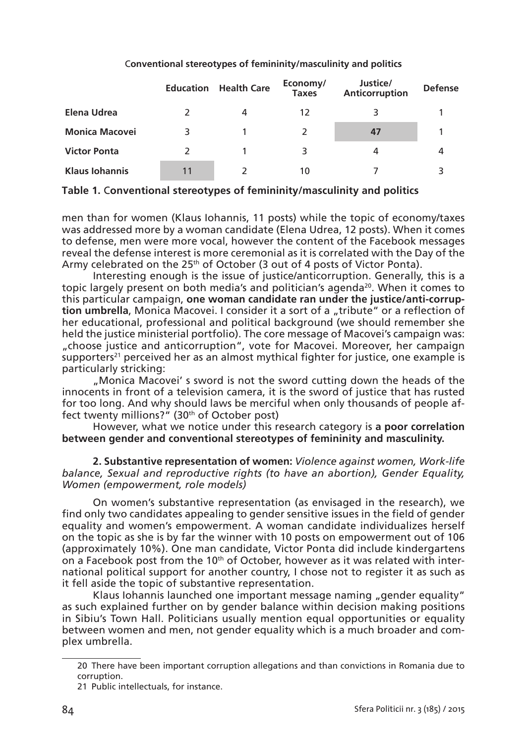**Conventional stereotypes of femininity/masculinity and politics**

| | Education | Health Care | Economy/ Taxes | Justice/ Anticorruption | Defense |
|---|---|---|---|---|---|
| **Elena Udrea** | 2 | 4 | 12 | 3 | 1 |
| **Monica Macovei** | 3 | 1 | 2 | 47 | 1 |
| **Victor Ponta** | 2 | 1 | 3 | 4 | 4 |
| **Klaus Iohannis** | 11 | 2 | 10 | 7 | 3 |

**Table 1.** **Conventional stereotypes of femininity/masculinity and politics**

men than for women (Klaus Iohannis, 11 posts) while the topic of economy/taxes was addressed more by a woman candidate (Elena Udrea, 12 posts). When it comes to defense, men were more vocal, however the content of the Facebook messages reveal the defense interest is more ceremonial as it is correlated with the Day of the Army celebrated on the 25th of October (3 out of 4 posts of Victor Ponta).

Interesting enough is the issue of justice/anticorruption. Generally, this is a topic largely present on both media's and politician's agenda[20]. When it comes to this particular campaign, **one woman candidate ran under the justice/anti-corruption umbrella**, Monica Macovei. I consider it a sort of a „tribute" or a reflection of her educational, professional and political background (we should remember she held the justice ministerial portfolio). The core message of Macovei's campaign was: „choose justice and anticorruption", vote for Macovei. Moreover, her campaign supporters[21] perceived her as an almost mythical fighter for justice, one example is particularly stricking:

„Monica Macovei' s sword is not the sword cutting down the heads of the innocents in front of a television camera, it is the sword of justice that has rusted for too long. And why should laws be merciful when only thousands of people affect twenty millions?" (30th of October post)

However, what we notice under this research category is **a poor correlation between gender and conventional stereotypes of femininity and masculinity.**

**2. Substantive representation of women:** *Violence against women, Work-life balance, Sexual and reproductive rights (to have an abortion), Gender Equality, Women (empowerment, role models)*

On women's substantive representation (as envisaged in the research), we find only two candidates appealing to gender sensitive issues in the field of gender equality and women's empowerment. A woman candidate individualizes herself on the topic as she is by far the winner with 10 posts on empowerment out of 106 (approximately 10%). One man candidate, Victor Ponta did include kindergartens on a Facebook post from the 10th of October, however as it was related with international political support for another country, I chose not to register it as such as it fell aside the topic of substantive representation.

Klaus Iohannis launched one important message naming „gender equality" as such explained further on by gender balance within decision making positions in Sibiu's Town Hall. Politicians usually mention equal opportunities or equality between women and men, not gender equality which is a much broader and complex umbrella.

20 There have been important corruption allegations and than convictions in Romania due to corruption.

21 Public intellectuals, for instance.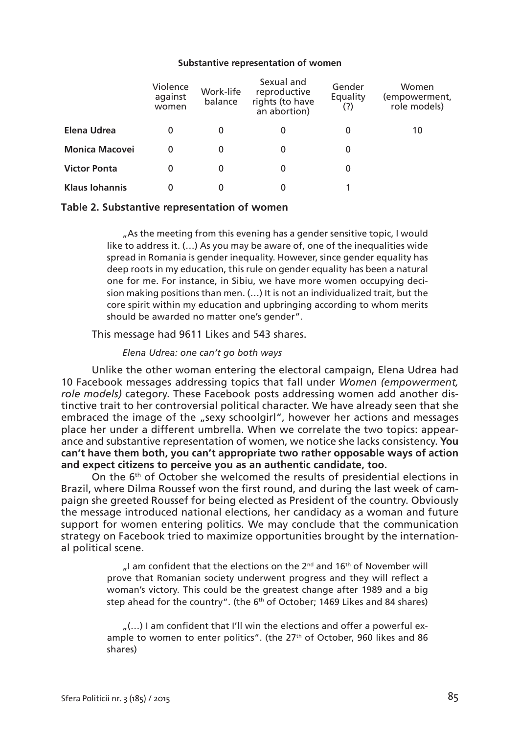**Substantive representation of women**

| | Violence against women | Work-life balance | Sexual and reproductive rights (to have an abortion) | Gender Equality (?) | Women (empowerment, role models) |
|---|---|---|---|---|---|
| **Elena Udrea** | 0 | 0 | 0 | 0 | 10 |
| **Monica Macovei** | 0 | 0 | 0 | 0 | |
| **Victor Ponta** | 0 | 0 | 0 | 0 | |
| **Klaus Iohannis** | 0 | 0 | 0 | 1 | |

**Table 2. Substantive representation of women**

> „As the meeting from this evening has a gender sensitive topic, I would like to address it. (…) As you may be aware of, one of the inequalities wide spread in Romania is gender inequality. However, since gender equality has deep roots in my education, this rule on gender equality has been a natural one for me. For instance, in Sibiu, we have more women occupying decision making positions than men. (…) It is not an individualized trait, but the core spirit within my education and upbringing according to whom merits should be awarded no matter one's gender".

This message had 9611 Likes and 543 shares.

*Elena Udrea: one can't go both ways*

Unlike the other woman entering the electoral campaign, Elena Udrea had 10 Facebook messages addressing topics that fall under *Women (empowerment, role models)* category. These Facebook posts addressing women add another distinctive trait to her controversial political character. We have already seen that she embraced the image of the „sexy schoolgirl", however her actions and messages place her under a different umbrella. When we correlate the two topics: appearance and substantive representation of women, we notice she lacks consistency. **You can't have them both, you can't appropriate two rather opposable ways of action and expect citizens to perceive you as an authentic candidate, too.**

On the 6th of October she welcomed the results of presidential elections in Brazil, where Dilma Roussef won the first round, and during the last week of campaign she greeted Roussef for being elected as President of the country. Obviously the message introduced national elections, her candidacy as a woman and future support for women entering politics. We may conclude that the communication strategy on Facebook tried to maximize opportunities brought by the international political scene.

> „I am confident that the elections on the 2nd and 16th of November will prove that Romanian society underwent progress and they will reflect a woman's victory. This could be the greatest change after 1989 and a big step ahead for the country". (the 6th of October; 1469 Likes and 84 shares)

> „(…) I am confident that I'll win the elections and offer a powerful example to women to enter politics". (the 27th of October, 960 likes and 86 shares)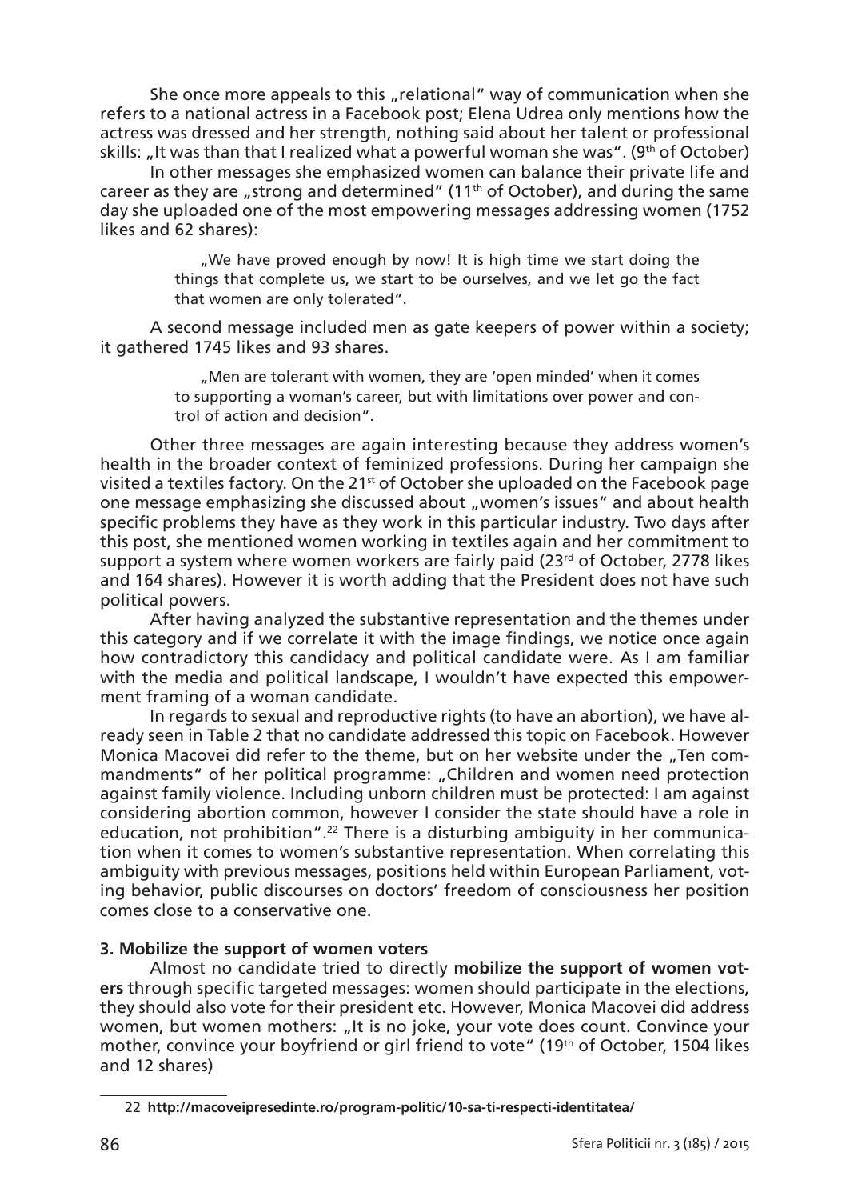She once more appeals to this „relational" way of communication when she refers to a national actress in a Facebook post; Elena Udrea only mentions how the actress was dressed and her strength, nothing said about her talent or professional skills: „It was than that I realized what a powerful woman she was". (9th of October)

In other messages she emphasized women can balance their private life and career as they are „strong and determined" (11th of October), and during the same day she uploaded one of the most empowering messages addressing women (1752 likes and 62 shares):

> „We have proved enough by now! It is high time we start doing the things that complete us, we start to be ourselves, and we let go the fact that women are only tolerated".

A second message included men as gate keepers of power within a society; it gathered 1745 likes and 93 shares.

> „Men are tolerant with women, they are 'open minded' when it comes to supporting a woman's career, but with limitations over power and control of action and decision".

Other three messages are again interesting because they address women's health in the broader context of feminized professions. During her campaign she visited a textiles factory. On the 21st of October she uploaded on the Facebook page one message emphasizing she discussed about „women's issues" and about health specific problems they have as they work in this particular industry. Two days after this post, she mentioned women working in textiles again and her commitment to support a system where women workers are fairly paid (23rd of October, 2778 likes and 164 shares). However it is worth adding that the President does not have such political powers.

After having analyzed the substantive representation and the themes under this category and if we correlate it with the image findings, we notice once again how contradictory this candidacy and political candidate were. As I am familiar with the media and political landscape, I wouldn't have expected this empowerment framing of a woman candidate.

In regards to sexual and reproductive rights (to have an abortion), we have already seen in Table 2 that no candidate addressed this topic on Facebook. However Monica Macovei did refer to the theme, but on her website under the „Ten commandments" of her political programme: „Children and women need protection against family violence. Including unborn children must be protected: I am against considering abortion common, however I consider the state should have a role in education, not prohibition".[22] There is a disturbing ambiguity in her communication when it comes to women's substantive representation. When correlating this ambiguity with previous messages, positions held within European Parliament, voting behavior, public discourses on doctors' freedom of consciousness her position comes close to a conservative one.

### 3. Mobilize the support of women voters

Almost no candidate tried to directly **mobilize the support of women voters** through specific targeted messages: women should participate in the elections, they should also vote for their president etc. However, Monica Macovei did address women, but women mothers: „It is no joke, your vote does count. Convince your mother, convince your boyfriend or girl friend to vote" (19th of October, 1504 likes and 12 shares)

---

22 **http://macoveipresedinte.ro/program-politic/10-sa-ti-respecti-identitatea/**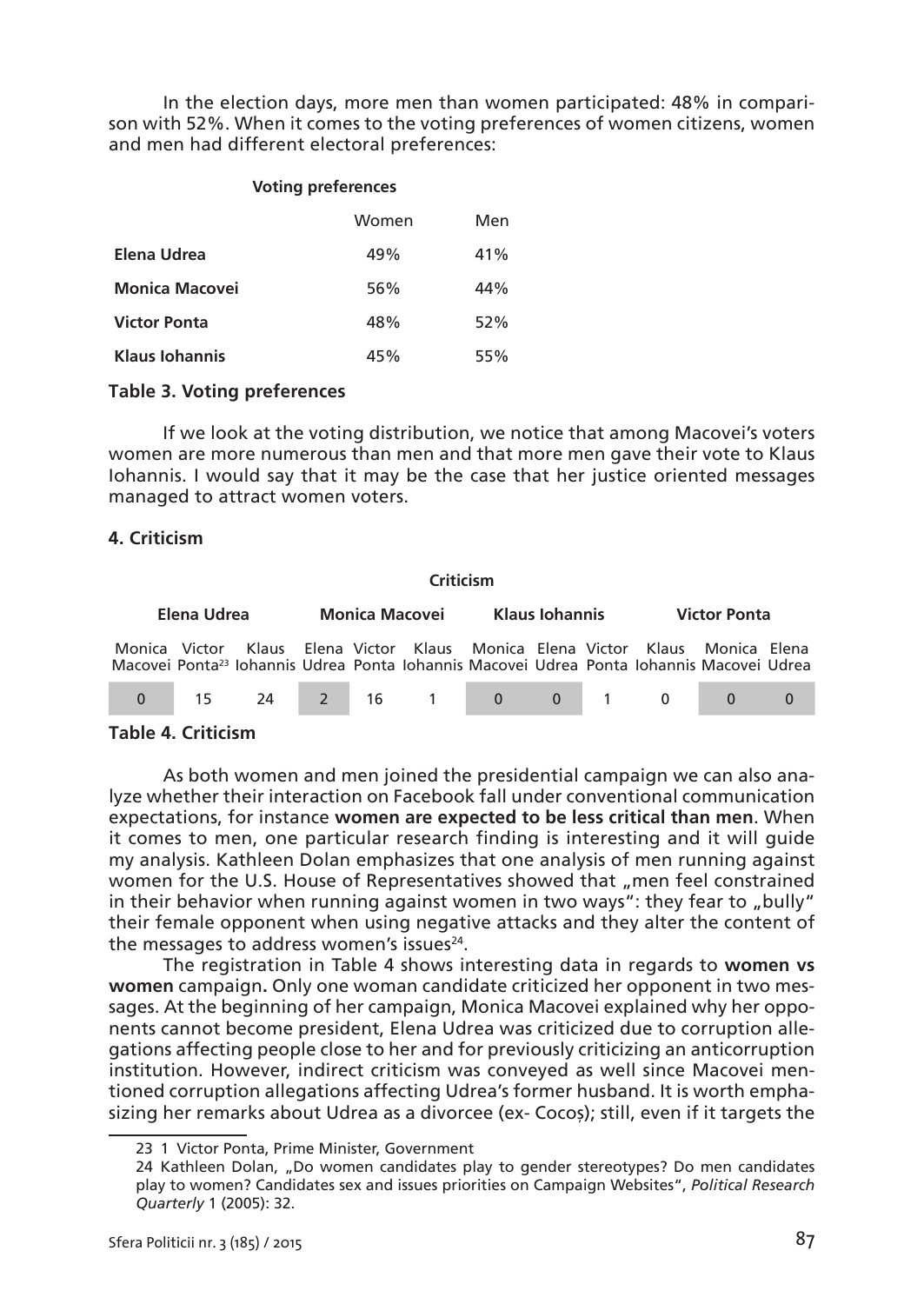In the election days, more men than women participated: 48% in comparison with 52%. When it comes to the voting preferences of women citizens, women and men had different electoral preferences:

| Voting preferences | | |
|---|---|---|
| | Women | Men |
| **Elena Udrea** | 49% | 41% |
| **Monica Macovei** | 56% | 44% |
| **Victor Ponta** | 48% | 52% |
| **Klaus Iohannis** | 45% | 55% |

**Table 3. Voting preferences**

If we look at the voting distribution, we notice that among Macovei's voters women are more numerous than men and that more men gave their vote to Klaus Iohannis. I would say that it may be the case that her justice oriented messages managed to attract women voters.

## 4. Criticism

| **Elena Udrea** | | | **Monica Macovei** | | | **Klaus Iohannis** | | | **Victor Ponta** | | |
|---|---|---|---|---|---|---|---|---|---|---|---|
| Monica Macovei | Victor Ponta[23] | Klaus Iohannis | Elena Udrea | Victor Ponta | Klaus Iohannis | Monica Macovei | Elena Udrea | Victor Ponta | Klaus Iohannis | Monica Macovei | Elena Udrea |
| 0 | 15 | 24 | 2 | 16 | 1 | 0 | 0 | 1 | 0 | 0 | 0 |

**Table 4. Criticism**

As both women and men joined the presidential campaign we can also analyze whether their interaction on Facebook fall under conventional communication expectations, for instance **women are expected to be less critical than men**. When it comes to men, one particular research finding is interesting and it will guide my analysis. Kathleen Dolan emphasizes that one analysis of men running against women for the U.S. House of Representatives showed that „men feel constrained in their behavior when running against women in two ways": they fear to „bully" their female opponent when using negative attacks and they alter the content of the messages to address women's issues[24].

The registration in Table 4 shows interesting data in regards to **women vs women** campaign**.** Only one woman candidate criticized her opponent in two messages. At the beginning of her campaign, Monica Macovei explained why her opponents cannot become president, Elena Udrea was criticized due to corruption allegations affecting people close to her and for previously criticizing an anticorruption institution. However, indirect criticism was conveyed as well since Macovei mentioned corruption allegations affecting Udrea's former husband. It is worth emphasizing her remarks about Udrea as a divorcee (ex- Cocoș); still, even if it targets the

---

23 1 Victor Ponta, Prime Minister, Government

24 Kathleen Dolan, „Do women candidates play to gender stereotypes? Do men candidates play to women? Candidates sex and issues priorities on Campaign Websites", *Political Research Quarterly* 1 (2005): 32.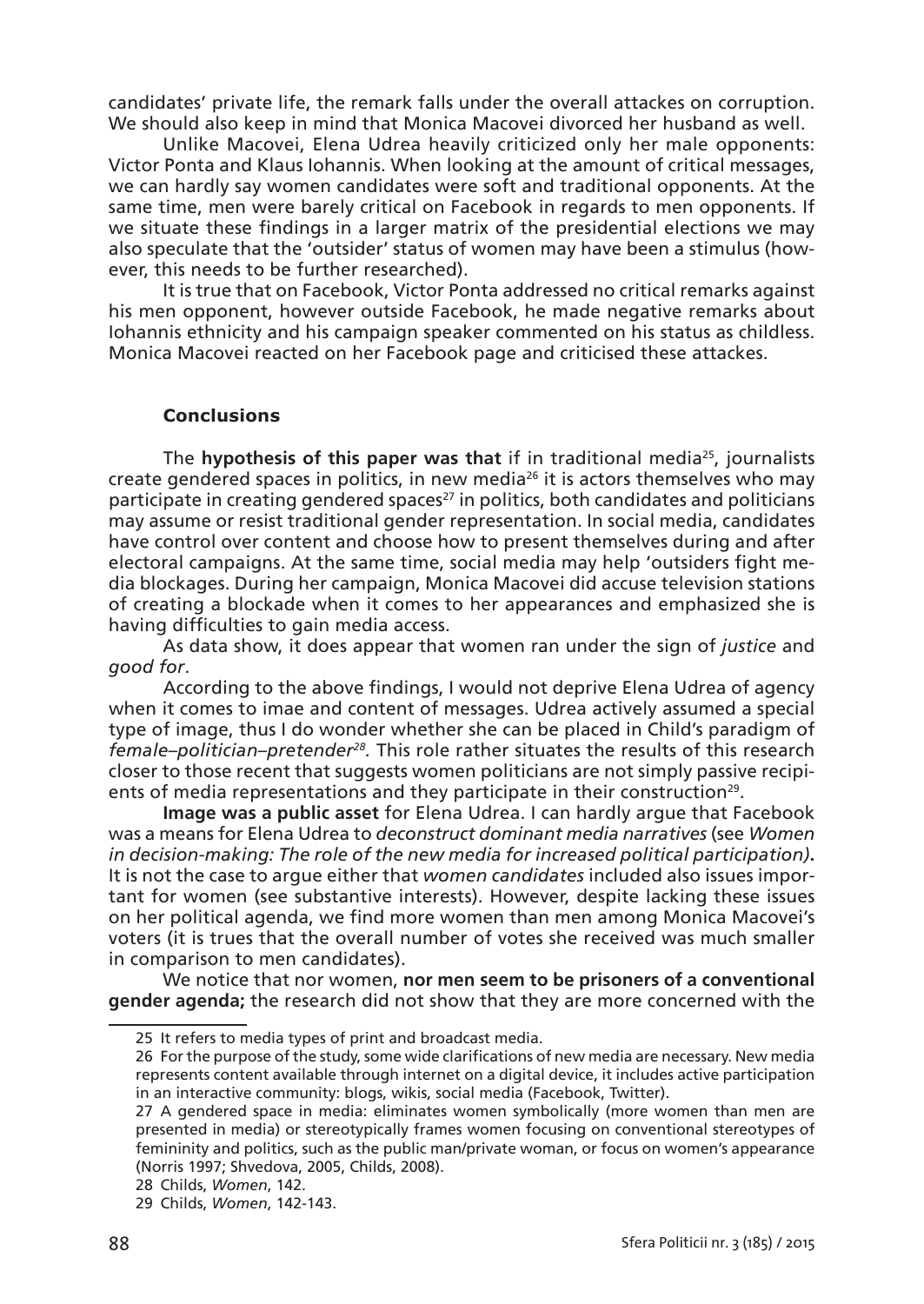candidates' private life, the remark falls under the overall attackes on corruption. We should also keep in mind that Monica Macovei divorced her husband as well.

Unlike Macovei, Elena Udrea heavily criticized only her male opponents: Victor Ponta and Klaus Iohannis. When looking at the amount of critical messages, we can hardly say women candidates were soft and traditional opponents. At the same time, men were barely critical on Facebook in regards to men opponents. If we situate these findings in a larger matrix of the presidential elections we may also speculate that the 'outsider' status of women may have been a stimulus (however, this needs to be further researched).

It is true that on Facebook, Victor Ponta addressed no critical remarks against his men opponent, however outside Facebook, he made negative remarks about Iohannis ethnicity and his campaign speaker commented on his status as childless. Monica Macovei reacted on her Facebook page and criticised these attackes.

### Conclusions

The **hypothesis of this paper was that** if in traditional media[25], journalists create gendered spaces in politics, in new media[26] it is actors themselves who may participate in creating gendered spaces[27] in politics, both candidates and politicians may assume or resist traditional gender representation. In social media, candidates have control over content and choose how to present themselves during and after electoral campaigns. At the same time, social media may help 'outsiders fight media blockages. During her campaign, Monica Macovei did accuse television stations of creating a blockade when it comes to her appearances and emphasized she is having difficulties to gain media access.

As data show, it does appear that women ran under the sign of *justice* and *good for*.

According to the above findings, I would not deprive Elena Udrea of agency when it comes to imae and content of messages. Udrea actively assumed a special type of image, thus I do wonder whether she can be placed in Child's paradigm of *female–politician–pretender*[28]. This role rather situates the results of this research closer to those recent that suggests women politicians are not simply passive recipients of media representations and they participate in their construction[29].

**Image was a public asset** for Elena Udrea. I can hardly argue that Facebook was a means for Elena Udrea to *deconstruct dominant media narratives* (see *Women in decision-making: The role of the new media for increased political participation)*. It is not the case to argue either that *women candidates* included also issues important for women (see substantive interests). However, despite lacking these issues on her political agenda, we find more women than men among Monica Macovei's voters (it is trues that the overall number of votes she received was much smaller in comparison to men candidates).

We notice that nor women, **nor men seem to be prisoners of a conventional gender agenda;** the research did not show that they are more concerned with the

25 It refers to media types of print and broadcast media.

26 For the purpose of the study, some wide clarifications of new media are necessary. New media represents content available through internet on a digital device, it includes active participation in an interactive community: blogs, wikis, social media (Facebook, Twitter).

27 A gendered space in media: eliminates women symbolically (more women than men are presented in media) or stereotypically frames women focusing on conventional stereotypes of femininity and politics, such as the public man/private woman, or focus on women's appearance (Norris 1997; Shvedova, 2005, Childs, 2008).

28 Childs, *Women*, 142.

29 Childs, *Women*, 142-143.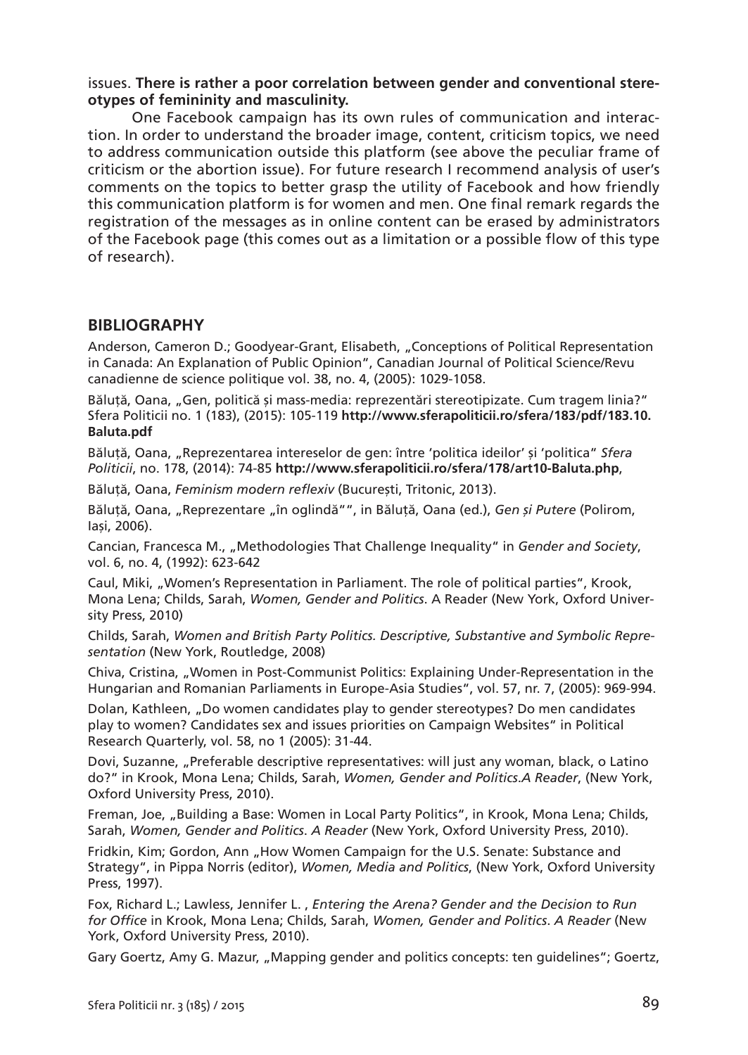issues. **There is rather a poor correlation between gender and conventional stereotypes of femininity and masculinity.**

One Facebook campaign has its own rules of communication and interaction. In order to understand the broader image, content, criticism topics, we need to address communication outside this platform (see above the peculiar frame of criticism or the abortion issue). For future research I recommend analysis of user's comments on the topics to better grasp the utility of Facebook and how friendly this communication platform is for women and men. One final remark regards the registration of the messages as in online content can be erased by administrators of the Facebook page (this comes out as a limitation or a possible flow of this type of research).

## BIBLIOGRAPHY

Anderson, Cameron D.; Goodyear-Grant, Elisabeth, „Conceptions of Political Representation in Canada: An Explanation of Public Opinion", Canadian Journal of Political Science/Revu canadienne de science politique vol. 38, no. 4, (2005): 1029-1058.

Băluță, Oana, „Gen, politică și mass-media: reprezentări stereotipizate. Cum tragem linia?" Sfera Politicii no. 1 (183), (2015): 105-119 **http://www.sferapoliticii.ro/sfera/183/pdf/183.10.Baluta.pdf**

Băluță, Oana, „Reprezentarea intereselor de gen: între 'politica ideilor' și 'politica" *Sfera Politicii*, no. 178, (2014): 74-85 **http://www.sferapoliticii.ro/sfera/178/art10-Baluta.php**,

Băluță, Oana, *Feminism modern reflexiv* (București, Tritonic, 2013).

Băluță, Oana, „Reprezentare „în oglindă"", in Băluță, Oana (ed.), *Gen și Putere* (Polirom, Iași, 2006).

Cancian, Francesca M., „Methodologies That Challenge Inequality" in *Gender and Society*, vol. 6, no. 4, (1992): 623-642

Caul, Miki, „Women's Representation in Parliament. The role of political parties", Krook, Mona Lena; Childs, Sarah, *Women, Gender and Politics*. A Reader (New York, Oxford University Press, 2010)

Childs, Sarah, *Women and British Party Politics. Descriptive, Substantive and Symbolic Representation* (New York, Routledge, 2008)

Chiva, Cristina, „Women in Post-Communist Politics: Explaining Under-Representation in the Hungarian and Romanian Parliaments in Europe-Asia Studies", vol. 57, nr. 7, (2005): 969-994.

Dolan, Kathleen, „Do women candidates play to gender stereotypes? Do men candidates play to women? Candidates sex and issues priorities on Campaign Websites" in Political Research Quarterly, vol. 58, no 1 (2005): 31-44.

Dovi, Suzanne, „Preferable descriptive representatives: will just any woman, black, o Latino do?" in Krook, Mona Lena; Childs, Sarah, *Women, Gender and Politics.A Reader*, (New York, Oxford University Press, 2010).

Freman, Joe, „Building a Base: Women in Local Party Politics", in Krook, Mona Lena; Childs, Sarah, *Women, Gender and Politics. A Reader* (New York, Oxford University Press, 2010).

Fridkin, Kim; Gordon, Ann „How Women Campaign for the U.S. Senate: Substance and Strategy", in Pippa Norris (editor), *Women, Media and Politics*, (New York, Oxford University Press, 1997).

Fox, Richard L.; Lawless, Jennifer L. , *Entering the Arena? Gender and the Decision to Run for Office* in Krook, Mona Lena; Childs, Sarah, *Women, Gender and Politics. A Reader* (New York, Oxford University Press, 2010).

Gary Goertz, Amy G. Mazur, „Mapping gender and politics concepts: ten guidelines"; Goertz,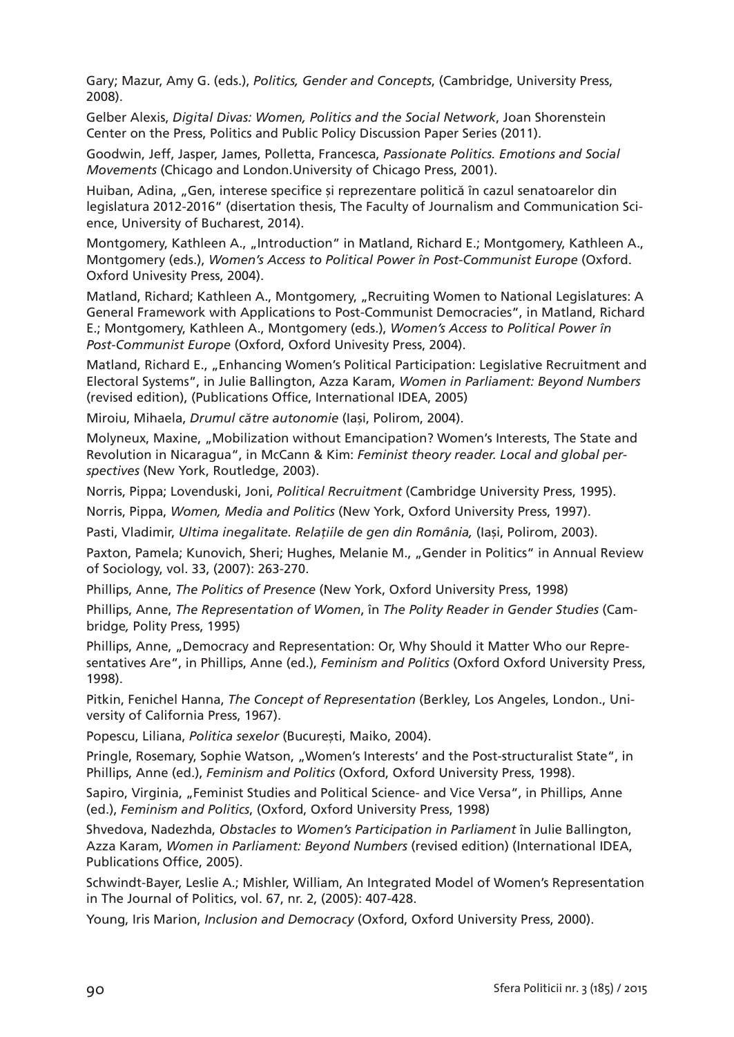Gary; Mazur, Amy G. (eds.), *Politics, Gender and Concepts*, (Cambridge, University Press, 2008).

Gelber Alexis, *Digital Divas: Women, Politics and the Social Network*, Joan Shorenstein Center on the Press, Politics and Public Policy Discussion Paper Series (2011).

Goodwin, Jeff, Jasper, James, Polletta, Francesca, *Passionate Politics. Emotions and Social Movements* (Chicago and London.University of Chicago Press, 2001).

Huiban, Adina, „Gen, interese specifice și reprezentare politică în cazul senatoarelor din legislatura 2012-2016" (disertation thesis, The Faculty of Journalism and Communication Science, University of Bucharest, 2014).

Montgomery, Kathleen A., „Introduction" in Matland, Richard E.; Montgomery, Kathleen A., Montgomery (eds.), *Women's Access to Political Power în Post-Communist Europe* (Oxford. Oxford Univesity Press, 2004).

Matland, Richard; Kathleen A., Montgomery, „Recruiting Women to National Legislatures: A General Framework with Applications to Post-Communist Democracies", in Matland, Richard E.; Montgomery, Kathleen A., Montgomery (eds.), *Women's Access to Political Power în Post-Communist Europe* (Oxford, Oxford Univesity Press, 2004).

Matland, Richard E., „Enhancing Women's Political Participation: Legislative Recruitment and Electoral Systems", in Julie Ballington, Azza Karam, *Women in Parliament: Beyond Numbers* (revised edition), (Publications Office, International IDEA, 2005)

Miroiu, Mihaela, *Drumul către autonomie* (Iași, Polirom, 2004).

Molyneux, Maxine, „Mobilization without Emancipation? Women's Interests, The State and Revolution in Nicaragua", in McCann & Kim: *Feminist theory reader. Local and global perspectives* (New York, Routledge, 2003).

Norris, Pippa; Lovenduski, Joni, *Political Recruitment* (Cambridge University Press, 1995).

Norris, Pippa, *Women, Media and Politics* (New York, Oxford University Press, 1997).

Pasti, Vladimir, *Ultima inegalitate. Relațiile de gen din România,* (Iași, Polirom, 2003).

Paxton, Pamela; Kunovich, Sheri; Hughes, Melanie M., „Gender in Politics" in Annual Review of Sociology, vol. 33, (2007): 263-270.

Phillips, Anne, *The Politics of Presence* (New York, Oxford University Press, 1998)

Phillips, Anne, *The Representation of Women*, în *The Polity Reader in Gender Studies* (Cambridge*,* Polity Press, 1995)

Phillips, Anne, „Democracy and Representation: Or, Why Should it Matter Who our Representatives Are", in Phillips, Anne (ed.), *Feminism and Politics* (Oxford Oxford University Press, 1998).

Pitkin, Fenichel Hanna, *The Concept of Representation* (Berkley, Los Angeles, London., University of California Press, 1967).

Popescu, Liliana, *Politica sexelor* (București, Maiko, 2004).

Pringle, Rosemary, Sophie Watson, „Women's Interests' and the Post-structuralist State", in Phillips, Anne (ed.), *Feminism and Politics* (Oxford, Oxford University Press, 1998).

Sapiro, Virginia, „Feminist Studies and Political Science- and Vice Versa", in Phillips, Anne (ed.), *Feminism and Politics*, (Oxford, Oxford University Press, 1998)

Shvedova, Nadezhda, *Obstacles to Women's Participation in Parliament* în Julie Ballington, Azza Karam, *Women in Parliament: Beyond Numbers* (revised edition) (International IDEA, Publications Office, 2005).

Schwindt-Bayer, Leslie A.; Mishler, William, An Integrated Model of Women's Representation in The Journal of Politics, vol. 67, nr. 2, (2005): 407-428.

Young, Iris Marion, *Inclusion and Democracy* (Oxford, Oxford University Press, 2000).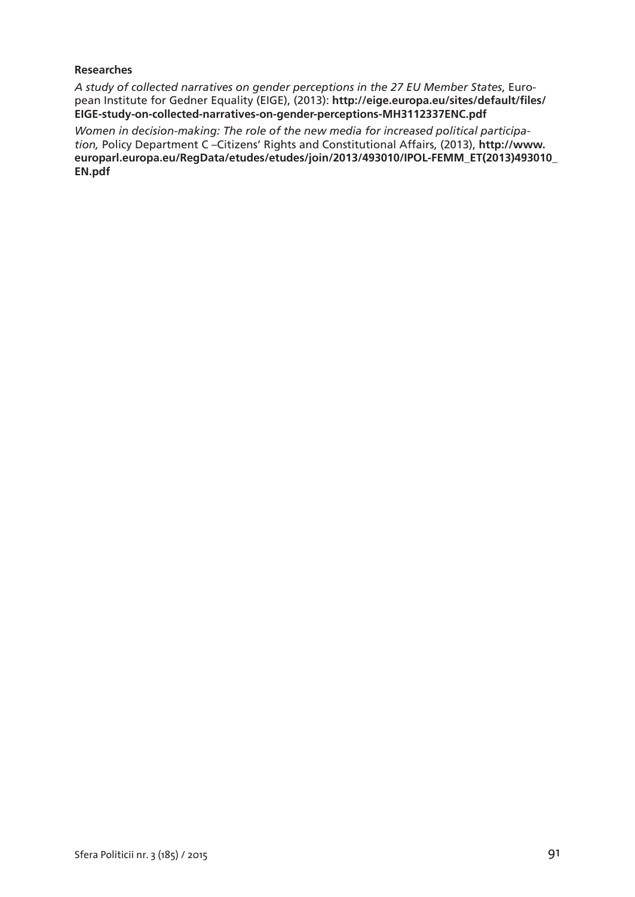**Researches**

*A study of collected narratives on gender perceptions in the 27 EU Member States*, European Institute for Gedner Equality (EIGE), (2013): **http://eige.europa.eu/sites/default/files/EIGE-study-on-collected-narratives-on-gender-perceptions-MH3112337ENC.pdf**

*Women in decision-making: The role of the new media for increased political participation,* Policy Department C –Citizens' Rights and Constitutional Affairs, (2013), **http://www.europarl.europa.eu/RegData/etudes/etudes/join/2013/493010/IPOL-FEMM_ET(2013)493010_EN.pdf**